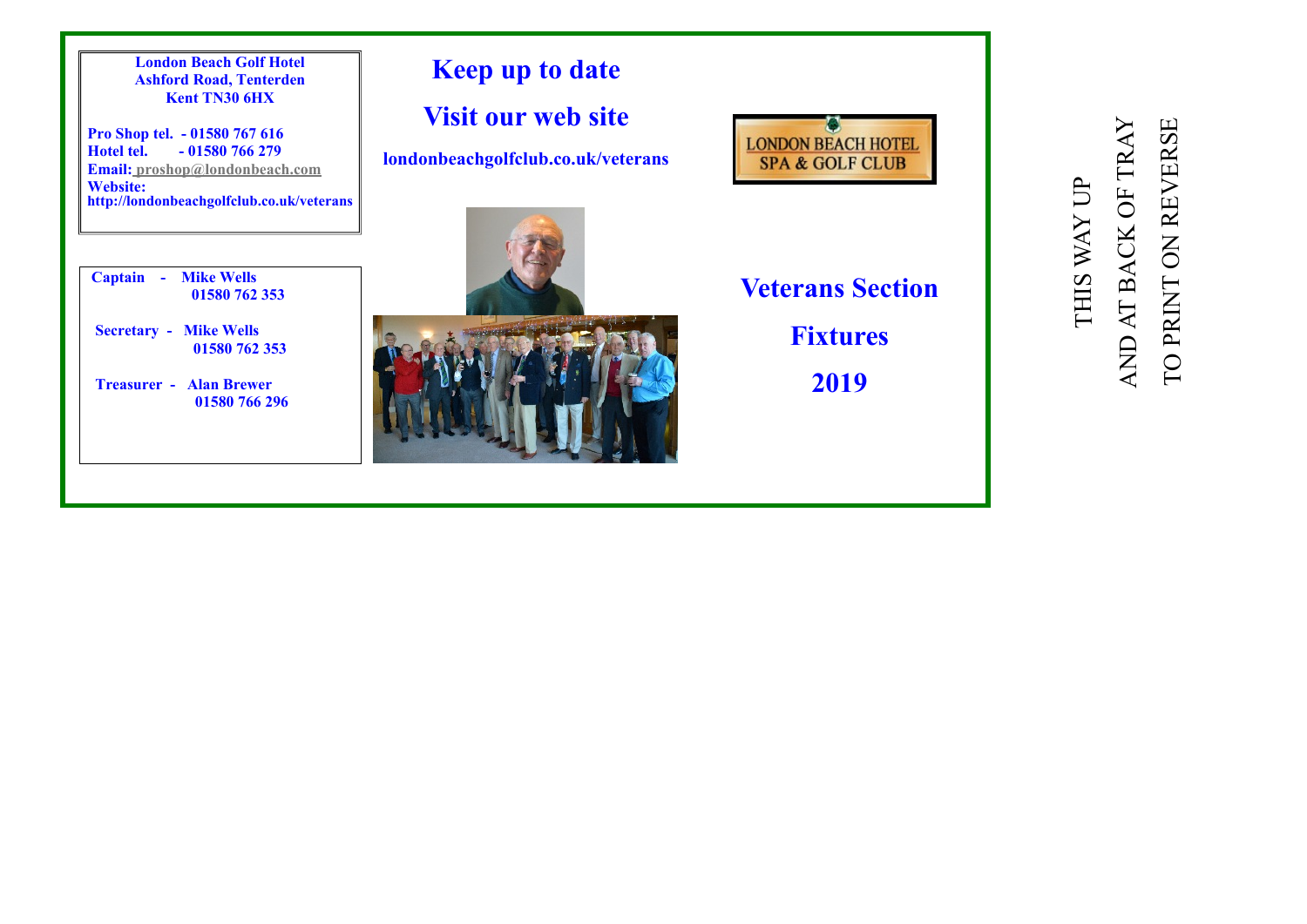**London Beach Golf Hotel**
**Ashford Road, Tenterden**
**Kent TN30 6HX**

**Pro Shop tel. - 01580 767 616**
**Hotel tel. - 01580 766 279**
**Email: proshop@londonbeach.com**
**Website:**
**http://londonbeachgolfclub.co.uk/veterans**

**Captain - Mike Wells**
**01580 762 353**

**Secretary - Mike Wells**
**01580 762 353**

**Treasurer - Alan Brewer**
**01580 766 296**

# Keep up to date

# Visit our web site

**londonbeachgolfclub.co.uk/veterans**

LONDON BEACH HOTEL
SPA & GOLF CLUB

# Veterans Section

# Fixtures

# 2019

THIS WAY UP
AND AT BACK OF TRAY
TO PRINT ON REVERSE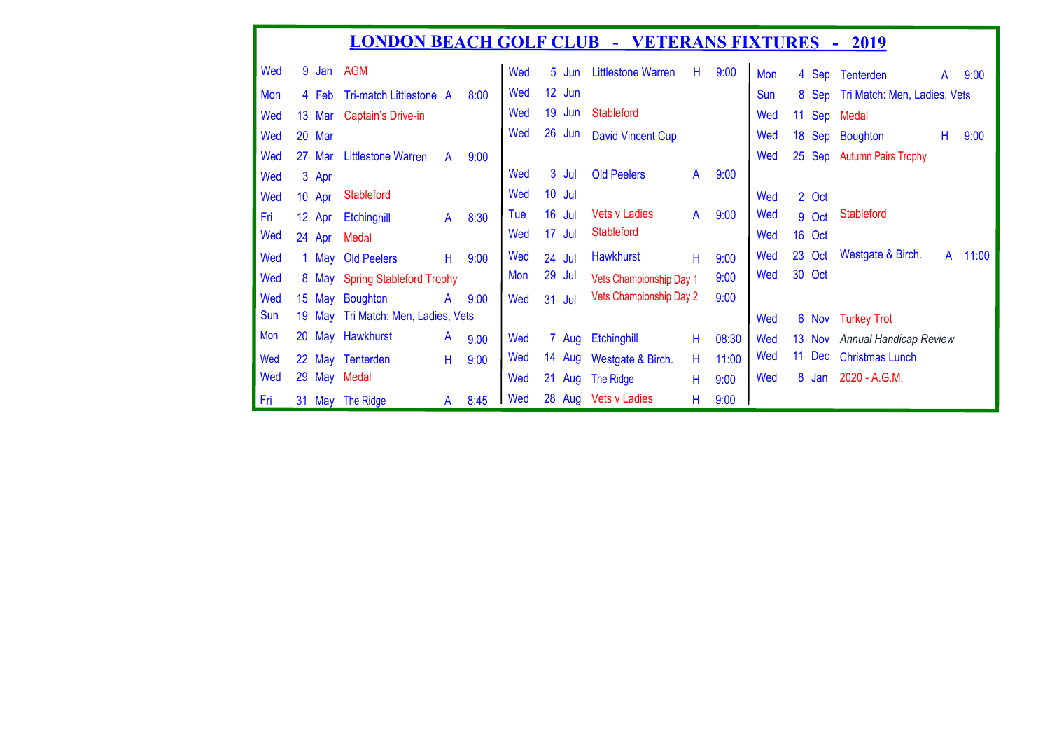# LONDON BEACH GOLF CLUB - VETERANS FIXTURES - 2019

| | | | | | |
|---|---|---|---|---|---|
| Wed | 9 | Jan | AGM | | |
| Mon | 4 | Feb | Tri-match Littlestone | A | 8:00 |
| Wed | 13 | Mar | Captain's Drive-in | | |
| Wed | 20 | Mar | | | |
| Wed | 27 | Mar | Littlestone Warren | A | 9:00 |
| Wed | 3 | Apr | | | |
| Wed | 10 | Apr | Stableford | | |
| Fri | 12 | Apr | Etchinghill | A | 8:30 |
| Wed | 24 | Apr | Medal | | |
| Wed | 1 | May | Old Peelers | H | 9:00 |
| Wed | 8 | May | Spring Stableford Trophy | | |
| Wed | 15 | May | Boughton | A | 9:00 |
| Sun | 19 | May | Tri Match: Men, Ladies, Vets | | |
| Mon | 20 | May | Hawkhurst | A | 9:00 |
| Wed | 22 | May | Tenterden | H | 9:00 |
| Wed | 29 | May | Medal | | |
| Fri | 31 | May | The Ridge | A | 8:45 |
| Wed | 5 | Jun | Littlestone Warren | H | 9:00 |
| Wed | 12 | Jun | | | |
| Wed | 19 | Jun | Stableford | | |
| Wed | 26 | Jun | David Vincent Cup | | |
| Wed | 3 | Jul | Old Peelers | A | 9:00 |
| Wed | 10 | Jul | | | |
| Tue | 16 | Jul | Vets v Ladies | A | 9:00 |
| Wed | 17 | Jul | Stableford | | |
| Wed | 24 | Jul | Hawkhurst | H | 9:00 |
| Mon | 29 | Jul | Vets Championship Day 1 | | 9:00 |
| Wed | 31 | Jul | Vets Championship Day 2 | | 9:00 |
| Wed | 7 | Aug | Etchinghill | H | 08:30 |
| Wed | 14 | Aug | Westgate & Birch. | H | 11:00 |
| Wed | 21 | Aug | The Ridge | H | 9:00 |
| Wed | 28 | Aug | Vets v Ladies | H | 9:00 |
| Mon | 4 | Sep | Tenterden | A | 9:00 |
| Sun | 8 | Sep | Tri Match: Men, Ladies, Vets | | |
| Wed | 11 | Sep | Medal | | |
| Wed | 18 | Sep | Boughton | H | 9:00 |
| Wed | 25 | Sep | Autumn Pairs Trophy | | |
| Wed | 2 | Oct | | | |
| Wed | 9 | Oct | Stableford | | |
| Wed | 16 | Oct | | | |
| Wed | 23 | Oct | Westgate & Birch. | A | 11:00 |
| Wed | 30 | Oct | | | |
| Wed | 6 | Nov | Turkey Trot | | |
| Wed | 13 | Nov | *Annual Handicap Review* | | |
| Wed | 11 | Dec | Christmas Lunch | | |
| Wed | 8 | Jan | 2020 - A.G.M. | | |